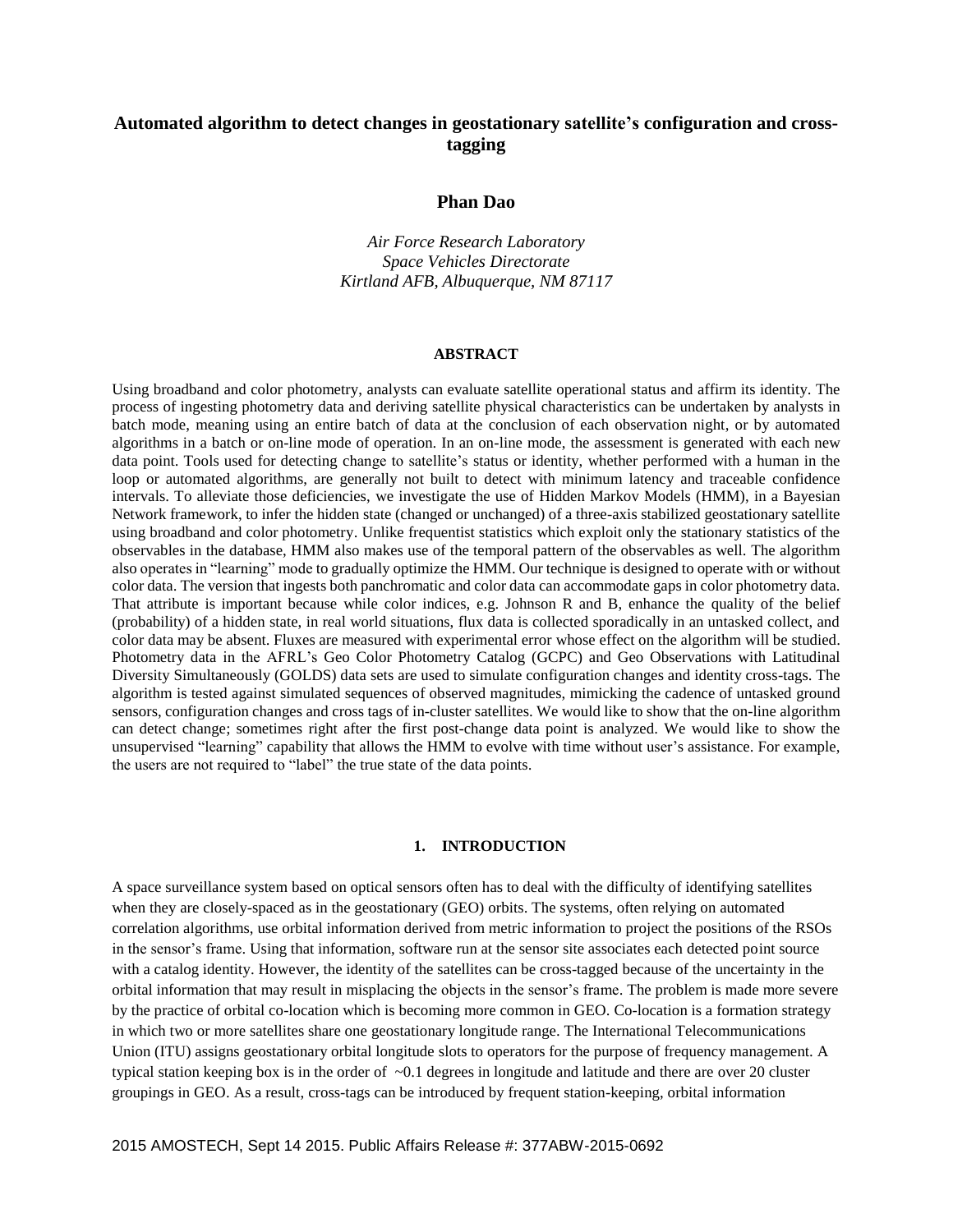# Automated algorithm to detect changes in geostationary satellite's configuration and cross-tagging

**Phan Dao**

*Air Force Research Laboratory*
*Space Vehicles Directorate*
*Kirtland AFB, Albuquerque, NM 87117*

## ABSTRACT

Using broadband and color photometry, analysts can evaluate satellite operational status and affirm its identity. The process of ingesting photometry data and deriving satellite physical characteristics can be undertaken by analysts in batch mode, meaning using an entire batch of data at the conclusion of each observation night, or by automated algorithms in a batch or on-line mode of operation. In an on-line mode, the assessment is generated with each new data point. Tools used for detecting change to satellite's status or identity, whether performed with a human in the loop or automated algorithms, are generally not built to detect with minimum latency and traceable confidence intervals. To alleviate those deficiencies, we investigate the use of Hidden Markov Models (HMM), in a Bayesian Network framework, to infer the hidden state (changed or unchanged) of a three-axis stabilized geostationary satellite using broadband and color photometry. Unlike frequentist statistics which exploit only the stationary statistics of the observables in the database, HMM also makes use of the temporal pattern of the observables as well. The algorithm also operates in "learning" mode to gradually optimize the HMM. Our technique is designed to operate with or without color data. The version that ingests both panchromatic and color data can accommodate gaps in color photometry data. That attribute is important because while color indices, e.g. Johnson R and B, enhance the quality of the belief (probability) of a hidden state, in real world situations, flux data is collected sporadically in an untasked collect, and color data may be absent. Fluxes are measured with experimental error whose effect on the algorithm will be studied. Photometry data in the AFRL's Geo Color Photometry Catalog (GCPC) and Geo Observations with Latitudinal Diversity Simultaneously (GOLDS) data sets are used to simulate configuration changes and identity cross-tags. The algorithm is tested against simulated sequences of observed magnitudes, mimicking the cadence of untasked ground sensors, configuration changes and cross tags of in-cluster satellites. We would like to show that the on-line algorithm can detect change; sometimes right after the first post-change data point is analyzed. We would like to show the unsupervised "learning" capability that allows the HMM to evolve with time without user's assistance. For example, the users are not required to "label" the true state of the data points.

## 1. INTRODUCTION

A space surveillance system based on optical sensors often has to deal with the difficulty of identifying satellites when they are closely-spaced as in the geostationary (GEO) orbits. The systems, often relying on automated correlation algorithms, use orbital information derived from metric information to project the positions of the RSOs in the sensor's frame. Using that information, software run at the sensor site associates each detected point source with a catalog identity. However, the identity of the satellites can be cross-tagged because of the uncertainty in the orbital information that may result in misplacing the objects in the sensor's frame. The problem is made more severe by the practice of orbital co-location which is becoming more common in GEO. Co-location is a formation strategy in which two or more satellites share one geostationary longitude range. The International Telecommunications Union (ITU) assigns geostationary orbital longitude slots to operators for the purpose of frequency management. A typical station keeping box is in the order of ~0.1 degrees in longitude and latitude and there are over 20 cluster groupings in GEO. As a result, cross-tags can be introduced by frequent station-keeping, orbital information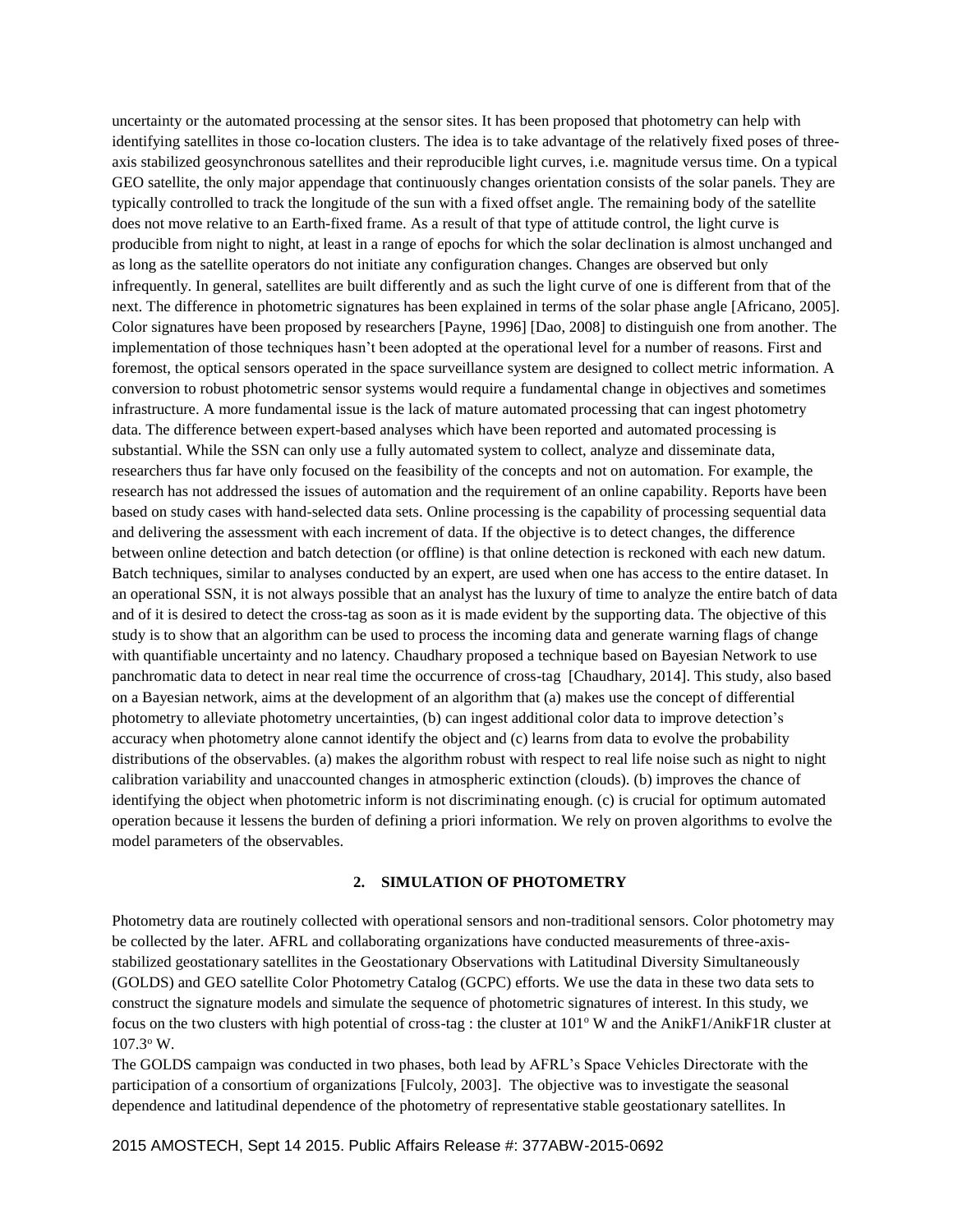uncertainty or the automated processing at the sensor sites. It has been proposed that photometry can help with identifying satellites in those co-location clusters. The idea is to take advantage of the relatively fixed poses of three-axis stabilized geosynchronous satellites and their reproducible light curves, i.e. magnitude versus time. On a typical GEO satellite, the only major appendage that continuously changes orientation consists of the solar panels. They are typically controlled to track the longitude of the sun with a fixed offset angle. The remaining body of the satellite does not move relative to an Earth-fixed frame. As a result of that type of attitude control, the light curve is producible from night to night, at least in a range of epochs for which the solar declination is almost unchanged and as long as the satellite operators do not initiate any configuration changes. Changes are observed but only infrequently. In general, satellites are built differently and as such the light curve of one is different from that of the next. The difference in photometric signatures has been explained in terms of the solar phase angle [Africano, 2005]. Color signatures have been proposed by researchers [Payne, 1996] [Dao, 2008] to distinguish one from another. The implementation of those techniques hasn't been adopted at the operational level for a number of reasons. First and foremost, the optical sensors operated in the space surveillance system are designed to collect metric information. A conversion to robust photometric sensor systems would require a fundamental change in objectives and sometimes infrastructure. A more fundamental issue is the lack of mature automated processing that can ingest photometry data. The difference between expert-based analyses which have been reported and automated processing is substantial. While the SSN can only use a fully automated system to collect, analyze and disseminate data, researchers thus far have only focused on the feasibility of the concepts and not on automation. For example, the research has not addressed the issues of automation and the requirement of an online capability. Reports have been based on study cases with hand-selected data sets. Online processing is the capability of processing sequential data and delivering the assessment with each increment of data. If the objective is to detect changes, the difference between online detection and batch detection (or offline) is that online detection is reckoned with each new datum. Batch techniques, similar to analyses conducted by an expert, are used when one has access to the entire dataset. In an operational SSN, it is not always possible that an analyst has the luxury of time to analyze the entire batch of data and of it is desired to detect the cross-tag as soon as it is made evident by the supporting data. The objective of this study is to show that an algorithm can be used to process the incoming data and generate warning flags of change with quantifiable uncertainty and no latency. Chaudhary proposed a technique based on Bayesian Network to use panchromatic data to detect in near real time the occurrence of cross-tag [Chaudhary, 2014]. This study, also based on a Bayesian network, aims at the development of an algorithm that (a) makes use the concept of differential photometry to alleviate photometry uncertainties, (b) can ingest additional color data to improve detection's accuracy when photometry alone cannot identify the object and (c) learns from data to evolve the probability distributions of the observables. (a) makes the algorithm robust with respect to real life noise such as night to night calibration variability and unaccounted changes in atmospheric extinction (clouds). (b) improves the chance of identifying the object when photometric inform is not discriminating enough. (c) is crucial for optimum automated operation because it lessens the burden of defining a priori information. We rely on proven algorithms to evolve the model parameters of the observables.

## 2. SIMULATION OF PHOTOMETRY

Photometry data are routinely collected with operational sensors and non-traditional sensors. Color photometry may be collected by the later. AFRL and collaborating organizations have conducted measurements of three-axis-stabilized geostationary satellites in the Geostationary Observations with Latitudinal Diversity Simultaneously (GOLDS) and GEO satellite Color Photometry Catalog (GCPC) efforts. We use the data in these two data sets to construct the signature models and simulate the sequence of photometric signatures of interest. In this study, we focus on the two clusters with high potential of cross-tag : the cluster at 101° W and the AnikF1/AnikF1R cluster at 107.3° W.

The GOLDS campaign was conducted in two phases, both lead by AFRL's Space Vehicles Directorate with the participation of a consortium of organizations [Fulcoly, 2003]. The objective was to investigate the seasonal dependence and latitudinal dependence of the photometry of representative stable geostationary satellites. In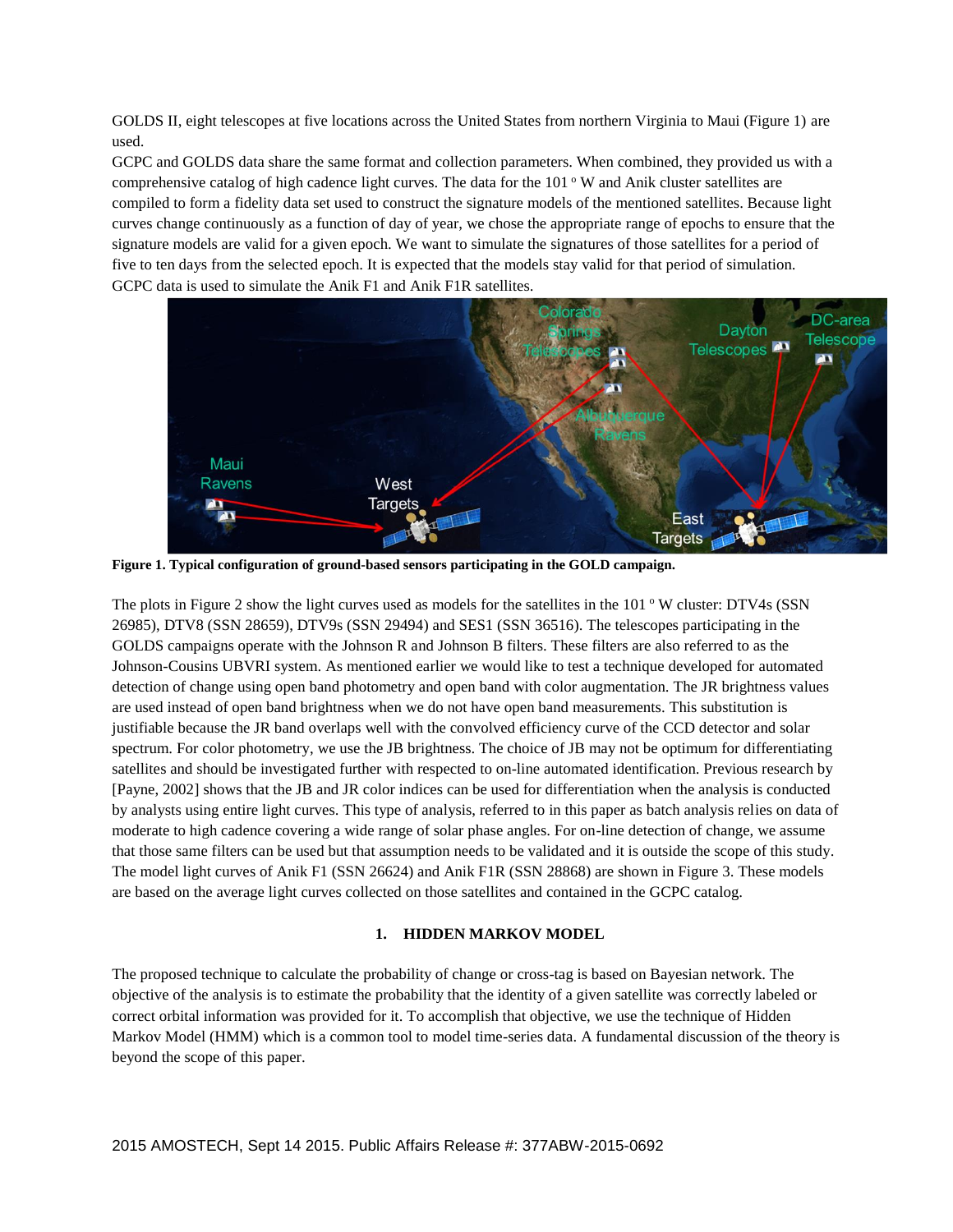GOLDS II, eight telescopes at five locations across the United States from northern Virginia to Maui (Figure 1) are used.

GCPC and GOLDS data share the same format and collection parameters. When combined, they provided us with a comprehensive catalog of high cadence light curves. The data for the 101 º W and Anik cluster satellites are compiled to form a fidelity data set used to construct the signature models of the mentioned satellites. Because light curves change continuously as a function of day of year, we chose the appropriate range of epochs to ensure that the signature models are valid for a given epoch. We want to simulate the signatures of those satellites for a period of five to ten days from the selected epoch. It is expected that the models stay valid for that period of simulation. GCPC data is used to simulate the Anik F1 and Anik F1R satellites.

**Figure 1. Typical configuration of ground-based sensors participating in the GOLD campaign.**

The plots in Figure 2 show the light curves used as models for the satellites in the 101 º W cluster: DTV4s (SSN 26985), DTV8 (SSN 28659), DTV9s (SSN 29494) and SES1 (SSN 36516). The telescopes participating in the GOLDS campaigns operate with the Johnson R and Johnson B filters. These filters are also referred to as the Johnson-Cousins UBVRI system. As mentioned earlier we would like to test a technique developed for automated detection of change using open band photometry and open band with color augmentation. The JR brightness values are used instead of open band brightness when we do not have open band measurements. This substitution is justifiable because the JR band overlaps well with the convolved efficiency curve of the CCD detector and solar spectrum. For color photometry, we use the JB brightness. The choice of JB may not be optimum for differentiating satellites and should be investigated further with respected to on-line automated identification. Previous research by [Payne, 2002] shows that the JB and JR color indices can be used for differentiation when the analysis is conducted by analysts using entire light curves. This type of analysis, referred to in this paper as batch analysis relies on data of moderate to high cadence covering a wide range of solar phase angles. For on-line detection of change, we assume that those same filters can be used but that assumption needs to be validated and it is outside the scope of this study. The model light curves of Anik F1 (SSN 26624) and Anik F1R (SSN 28868) are shown in Figure 3. These models are based on the average light curves collected on those satellites and contained in the GCPC catalog.

## 1. HIDDEN MARKOV MODEL

The proposed technique to calculate the probability of change or cross-tag is based on Bayesian network. The objective of the analysis is to estimate the probability that the identity of a given satellite was correctly labeled or correct orbital information was provided for it. To accomplish that objective, we use the technique of Hidden Markov Model (HMM) which is a common tool to model time-series data. A fundamental discussion of the theory is beyond the scope of this paper.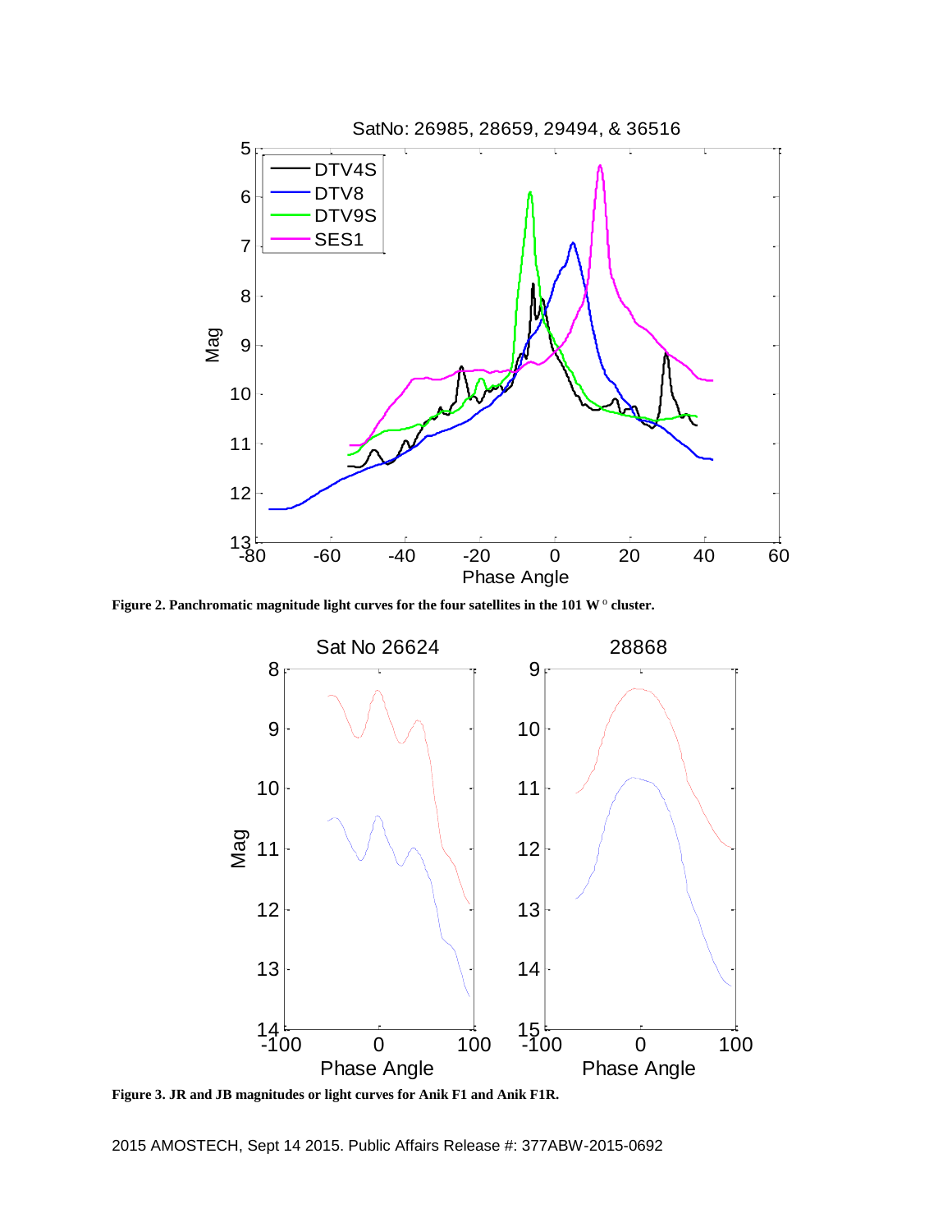**Figure 2. Panchromatic magnitude light curves for the four satellites in the 101 W ° cluster.**

**Figure 3. JR and JB magnitudes or light curves for Anik F1 and Anik F1R.**

2015 AMOSTECH, Sept 14 2015. Public Affairs Release #: 377ABW-2015-0692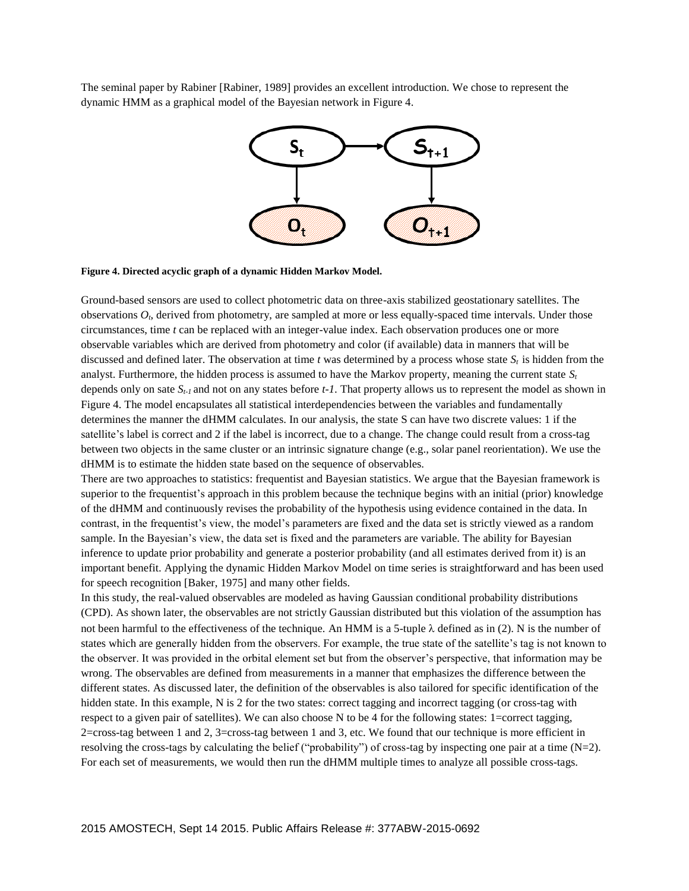The seminal paper by Rabiner [Rabiner, 1989] provides an excellent introduction. We chose to represent the dynamic HMM as a graphical model of the Bayesian network in Figure 4.

**Figure 4. Directed acyclic graph of a dynamic Hidden Markov Model.**

Ground-based sensors are used to collect photometric data on three-axis stabilized geostationary satellites. The observations $O_t$, derived from photometry, are sampled at more or less equally-spaced time intervals. Under those circumstances, time *t* can be replaced with an integer-value index. Each observation produces one or more observable variables which are derived from photometry and color (if available) data in manners that will be discussed and defined later. The observation at time *t* was determined by a process whose state $S_t$ is hidden from the analyst. Furthermore, the hidden process is assumed to have the Markov property, meaning the current state $S_t$ depends only on sate $S_{t-1}$ and not on any states before $t-1$. That property allows us to represent the model as shown in Figure 4. The model encapsulates all statistical interdependencies between the variables and fundamentally determines the manner the dHMM calculates. In our analysis, the state S can have two discrete values: 1 if the satellite's label is correct and 2 if the label is incorrect, due to a change. The change could result from a cross-tag between two objects in the same cluster or an intrinsic signature change (e.g., solar panel reorientation). We use the dHMM is to estimate the hidden state based on the sequence of observables.

There are two approaches to statistics: frequentist and Bayesian statistics. We argue that the Bayesian framework is superior to the frequentist's approach in this problem because the technique begins with an initial (prior) knowledge of the dHMM and continuously revises the probability of the hypothesis using evidence contained in the data. In contrast, in the frequentist's view, the model's parameters are fixed and the data set is strictly viewed as a random sample. In the Bayesian's view, the data set is fixed and the parameters are variable. The ability for Bayesian inference to update prior probability and generate a posterior probability (and all estimates derived from it) is an important benefit. Applying the dynamic Hidden Markov Model on time series is straightforward and has been used for speech recognition [Baker, 1975] and many other fields.

In this study, the real-valued observables are modeled as having Gaussian conditional probability distributions (CPD). As shown later, the observables are not strictly Gaussian distributed but this violation of the assumption has not been harmful to the effectiveness of the technique. An HMM is a 5-tuple $\lambda$ defined as in (2). N is the number of states which are generally hidden from the observers. For example, the true state of the satellite's tag is not known to the observer. It was provided in the orbital element set but from the observer's perspective, that information may be wrong. The observables are defined from measurements in a manner that emphasizes the difference between the different states. As discussed later, the definition of the observables is also tailored for specific identification of the hidden state. In this example, N is 2 for the two states: correct tagging and incorrect tagging (or cross-tag with respect to a given pair of satellites). We can also choose N to be 4 for the following states: 1=correct tagging, 2=cross-tag between 1 and 2, 3=cross-tag between 1 and 3, etc. We found that our technique is more efficient in resolving the cross-tags by calculating the belief ("probability") of cross-tag by inspecting one pair at a time (N=2). For each set of measurements, we would then run the dHMM multiple times to analyze all possible cross-tags.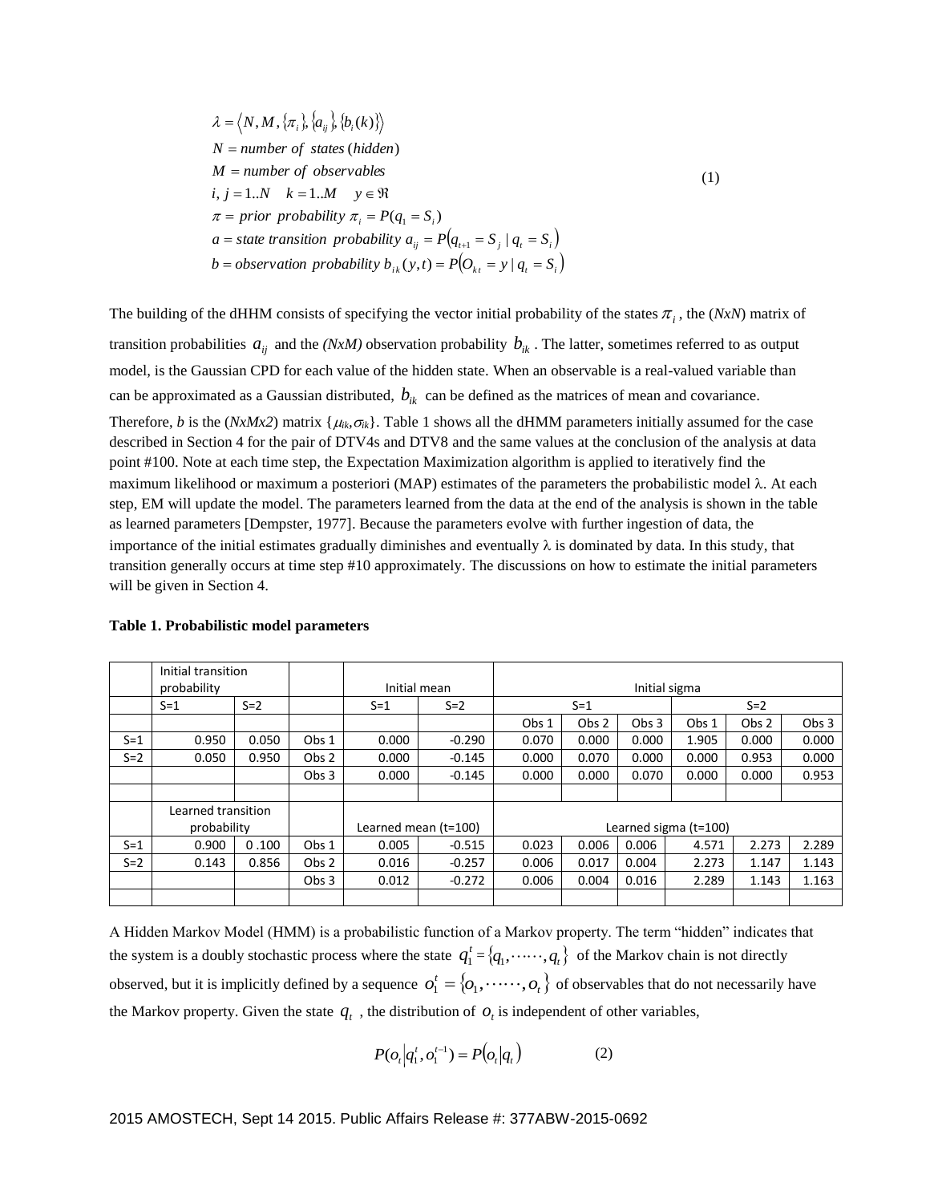$$
\begin{aligned}
&\lambda = \langle N, M, \{\pi_i\}, \{a_{ij}\}, \{b_i(k)\} \rangle \\
&N = number\ of\ states\ (hidden) \\
&M = number\ of\ observables \\
&i, j = 1..N \quad k = 1..M \quad y \in \Re \\
&\pi = prior\ probability\ \pi_i = P(q_1 = S_i) \\
&a = state\ transition\ probability\ a_{ij} = P(q_{t+1} = S_j \mid q_t = S_i) \\
&b = observation\ probability\ b_{ik}(y,t) = P(O_{kt} = y \mid q_t = S_i)
\end{aligned}
\tag{1}
$$

The building of the dHHM consists of specifying the vector initial probability of the states $\pi_i$, the (*NxN*) matrix of transition probabilities $a_{ij}$ and the *(NxM)* observation probability $b_{ik}$. The latter, sometimes referred to as output model, is the Gaussian CPD for each value of the hidden state. When an observable is a real-valued variable than can be approximated as a Gaussian distributed, $b_{ik}$ can be defined as the matrices of mean and covariance. Therefore, *b* is the (*NxMx2*) matrix $\{\mu_{ik}, \sigma_{ik}\}$. Table 1 shows all the dHMM parameters initially assumed for the case described in Section 4 for the pair of DTV4s and DTV8 and the same values at the conclusion of the analysis at data point #100. Note at each time step, the Expectation Maximization algorithm is applied to iteratively find the maximum likelihood or maximum a posteriori (MAP) estimates of the parameters the probabilistic model λ. At each step, EM will update the model. The parameters learned from the data at the end of the analysis is shown in the table as learned parameters [Dempster, 1977]. Because the parameters evolve with further ingestion of data, the importance of the initial estimates gradually diminishes and eventually λ is dominated by data. In this study, that transition generally occurs at time step #10 approximately. The discussions on how to estimate the initial parameters will be given in Section 4.

**Table 1. Probabilistic model parameters**

| | Initial transition probability | | | Initial mean | | Initial sigma | | | | | |
|---|---|---|---|---|---|---|---|---|---|---|---|
| | S=1 | S=2 | | S=1 | S=2 | S=1 | | | S=2 | | |
| | | | | | | Obs 1 | Obs 2 | Obs 3 | Obs 1 | Obs 2 | Obs 3 |
| S=1 | 0.950 | 0.050 | Obs 1 | 0.000 | -0.290 | 0.070 | 0.000 | 0.000 | 1.905 | 0.000 | 0.000 |
| S=2 | 0.050 | 0.950 | Obs 2 | 0.000 | -0.145 | 0.000 | 0.070 | 0.000 | 0.000 | 0.953 | 0.000 |
| | | | Obs 3 | 0.000 | -0.145 | 0.000 | 0.000 | 0.070 | 0.000 | 0.000 | 0.953 |
| | | | | | | | | | | | |
| | Learned transition probability | | | Learned mean (t=100) | | Learned sigma (t=100) | | | | | |
| S=1 | 0.900 | 0 .100 | Obs 1 | 0.005 | -0.515 | 0.023 | 0.006 | 0.006 | 4.571 | 2.273 | 2.289 |
| S=2 | 0.143 | 0.856 | Obs 2 | 0.016 | -0.257 | 0.006 | 0.017 | 0.004 | 2.273 | 1.147 | 1.143 |
| | | | Obs 3 | 0.012 | -0.272 | 0.006 | 0.004 | 0.016 | 2.289 | 1.143 | 1.163 |
| | | | | | | | | | | | |

A Hidden Markov Model (HMM) is a probabilistic function of a Markov property. The term "hidden" indicates that the system is a doubly stochastic process where the state $q_1^t = \{q_1, \cdots\cdots, q_t\}$ of the Markov chain is not directly observed, but it is implicitly defined by a sequence $o_1^t = \{o_1, \cdots\cdots, o_t\}$ of observables that do not necessarily have the Markov property. Given the state $q_t$, the distribution of $o_t$ is independent of other variables,

$$
P(o_t \mid q_1^t, o_1^{t-1}) = P(o_t \mid q_t) \tag{2}
$$

2015 AMOSTECH, Sept 14 2015. Public Affairs Release #: 377ABW-2015-0692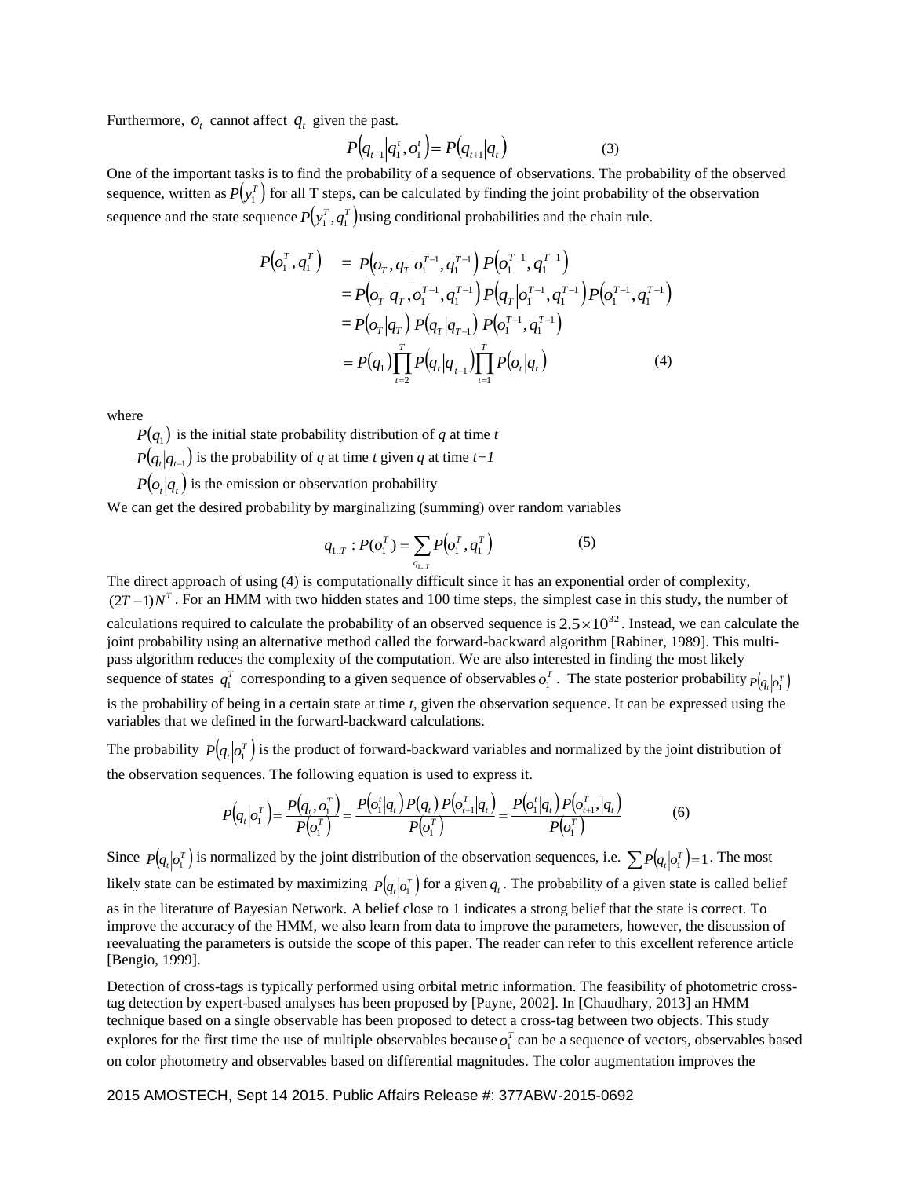Furthermore, $o_t$ cannot affect $q_t$ given the past.

$$P\left(q_{t+1} \middle| q_1^t, o_1^t\right) = P\left(q_{t+1} \middle| q_t\right) \tag{3}$$

One of the important tasks is to find the probability of a sequence of observations. The probability of the observed sequence, written as $P\left(y_1^T\right)$ for all T steps, can be calculated by finding the joint probability of the observation sequence and the state sequence $P\left(y_1^T, q_1^T\right)$ using conditional probabilities and the chain rule.

$$\begin{aligned}
P\left(o_1^T, q_1^T\right) &= P\left(o_T, q_T \middle| o_1^{T-1}, q_1^{T-1}\right) P\left(o_1^{T-1}, q_1^{T-1}\right) \\
&= P\left(o_T \middle| q_T, o_1^{T-1}, q_1^{T-1}\right) P\left(q_T \middle| o_1^{T-1}, q_1^{T-1}\right) P\left(o_1^{T-1}, q_1^{T-1}\right) \\
&= P\left(o_T \middle| q_T\right) P\left(q_T \middle| q_{T-1}\right) P\left(o_1^{T-1}, q_1^{T-1}\right) \\
&= P(q_1) \prod_{t=2}^{T} P\left(q_t \middle| q_{t-1}\right) \prod_{t=1}^{T} P\left(o_t \middle| q_t\right)
\end{aligned} \tag{4}$$

where

$P(q_1)$ is the initial state probability distribution of *q* at time *t*

$P\left(q_t \middle| q_{t-1}\right)$ is the probability of *q* at time *t* given *q* at time *t+1*

$P\left(o_t \middle| q_t\right)$ is the emission or observation probability

We can get the desired probability by marginalizing (summing) over random variables

$$q_{1..T} : P(o_1^T) = \sum_{q_{1..T}} P\left(o_1^T, q_1^T\right) \tag{5}$$

The direct approach of using (4) is computationally difficult since it has an exponential order of complexity, $(2T-1)N^T$. For an HMM with two hidden states and 100 time steps, the simplest case in this study, the number of calculations required to calculate the probability of an observed sequence is $2.5 \times 10^{32}$. Instead, we can calculate the joint probability using an alternative method called the forward-backward algorithm [Rabiner, 1989]. This multi-pass algorithm reduces the complexity of the computation. We are also interested in finding the most likely sequence of states $q_1^T$ corresponding to a given sequence of observables $o_1^T$. The state posterior probability $P\left(q_t \middle| o_1^T\right)$ is the probability of being in a certain state at time *t*, given the observation sequence. It can be expressed using the variables that we defined in the forward-backward calculations.

The probability $P\left(q_t \middle| o_1^T\right)$ is the product of forward-backward variables and normalized by the joint distribution of the observation sequences. The following equation is used to express it.

$$P\left(q_t \middle| o_1^T\right) = \frac{P\left(q_t, o_1^T\right)}{P\left(o_1^T\right)} = \frac{P\left(o_1^t \middle| q_t\right) P(q_t)\, P\left(o_{t+1}^T \middle| q_t\right)}{P\left(o_1^T\right)} = \frac{P\left(o_1^t \middle| q_t\right) P\left(o_{t+1}^T, \middle| q_t\right)}{P\left(o_1^T\right)} \tag{6}$$

Since $P\left(q_t \middle| o_1^T\right)$ is normalized by the joint distribution of the observation sequences, i.e. $\sum P\left(q_t \middle| o_1^T\right) = 1$. The most likely state can be estimated by maximizing $P\left(q_t \middle| o_1^T\right)$ for a given $q_t$. The probability of a given state is called belief as in the literature of Bayesian Network. A belief close to 1 indicates a strong belief that the state is correct. To improve the accuracy of the HMM, we also learn from data to improve the parameters, however, the discussion of reevaluating the parameters is outside the scope of this paper. The reader can refer to this excellent reference article [Bengio, 1999].

Detection of cross-tags is typically performed using orbital metric information. The feasibility of photometric cross-tag detection by expert-based analyses has been proposed by [Payne, 2002]. In [Chaudhary, 2013] an HMM technique based on a single observable has been proposed to detect a cross-tag between two objects. This study explores for the first time the use of multiple observables because $o_1^T$ can be a sequence of vectors, observables based on color photometry and observables based on differential magnitudes. The color augmentation improves the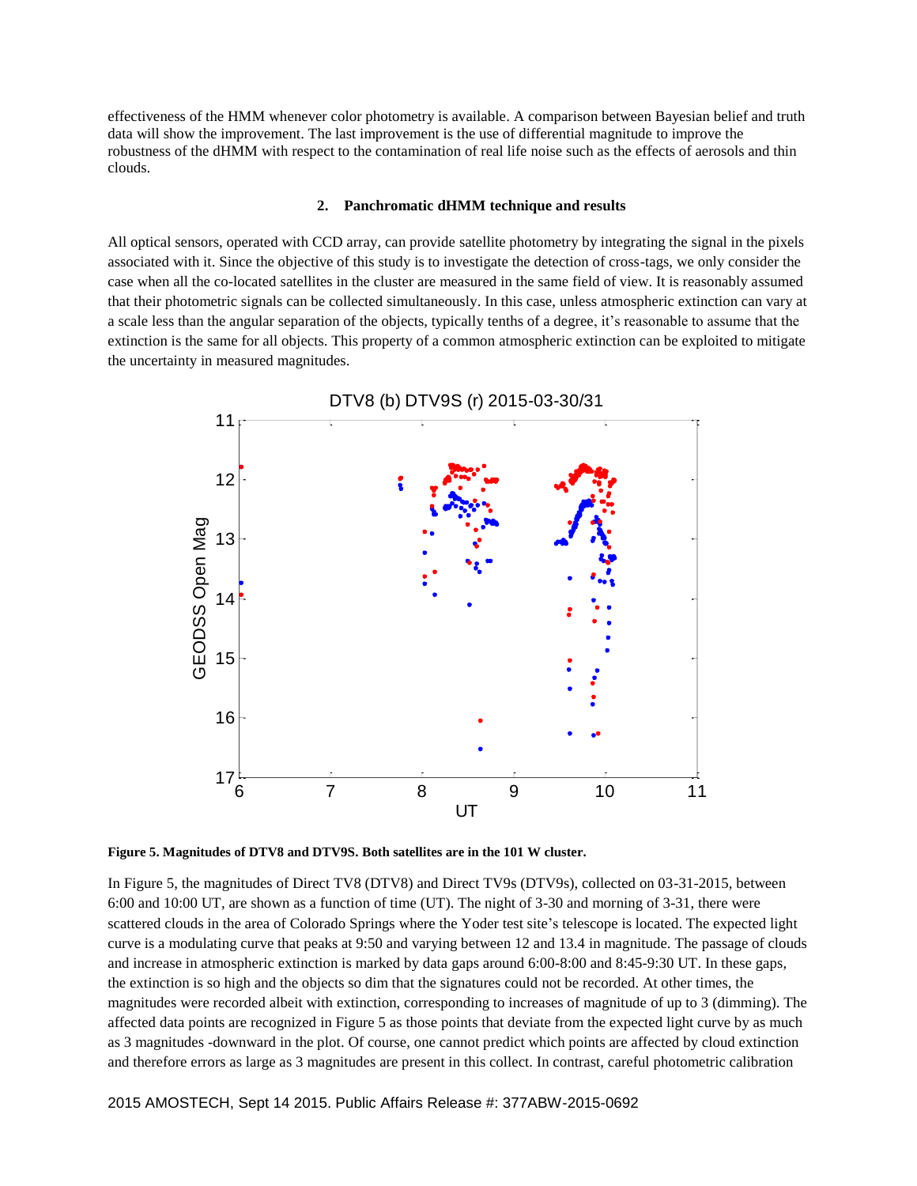effectiveness of the HMM whenever color photometry is available. A comparison between Bayesian belief and truth data will show the improvement. The last improvement is the use of differential magnitude to improve the robustness of the dHMM with respect to the contamination of real life noise such as the effects of aerosols and thin clouds.

## 2. Panchromatic dHMM technique and results

All optical sensors, operated with CCD array, can provide satellite photometry by integrating the signal in the pixels associated with it. Since the objective of this study is to investigate the detection of cross-tags, we only consider the case when all the co-located satellites in the cluster are measured in the same field of view. It is reasonably assumed that their photometric signals can be collected simultaneously. In this case, unless atmospheric extinction can vary at a scale less than the angular separation of the objects, typically tenths of a degree, it's reasonable to assume that the extinction is the same for all objects. This property of a common atmospheric extinction can be exploited to mitigate the uncertainty in measured magnitudes.

**Figure 5. Magnitudes of DTV8 and DTV9S. Both satellites are in the 101 W cluster.**

In Figure 5, the magnitudes of Direct TV8 (DTV8) and Direct TV9s (DTV9s), collected on 03-31-2015, between 6:00 and 10:00 UT, are shown as a function of time (UT). The night of 3-30 and morning of 3-31, there were scattered clouds in the area of Colorado Springs where the Yoder test site's telescope is located. The expected light curve is a modulating curve that peaks at 9:50 and varying between 12 and 13.4 in magnitude. The passage of clouds and increase in atmospheric extinction is marked by data gaps around 6:00-8:00 and 8:45-9:30 UT. In these gaps, the extinction is so high and the objects so dim that the signatures could not be recorded. At other times, the magnitudes were recorded albeit with extinction, corresponding to increases of magnitude of up to 3 (dimming). The affected data points are recognized in Figure 5 as those points that deviate from the expected light curve by as much as 3 magnitudes -downward in the plot. Of course, one cannot predict which points are affected by cloud extinction and therefore errors as large as 3 magnitudes are present in this collect. In contrast, careful photometric calibration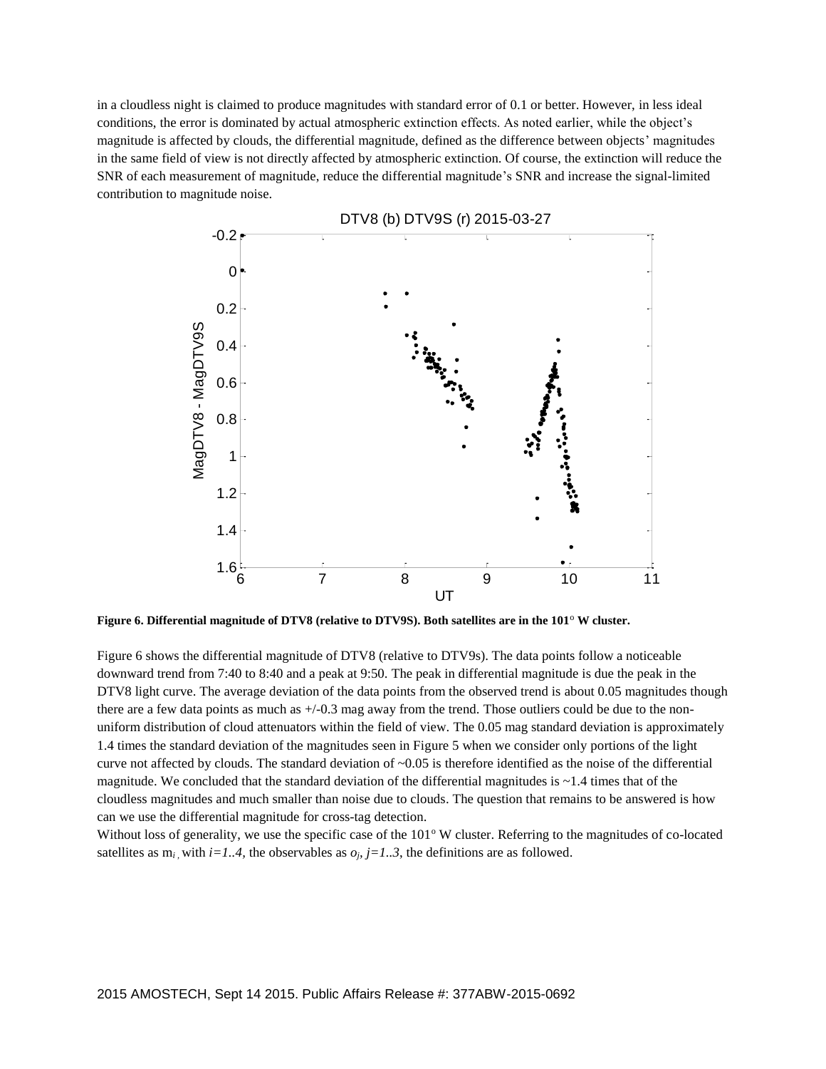in a cloudless night is claimed to produce magnitudes with standard error of 0.1 or better. However, in less ideal conditions, the error is dominated by actual atmospheric extinction effects. As noted earlier, while the object's magnitude is affected by clouds, the differential magnitude, defined as the difference between objects' magnitudes in the same field of view is not directly affected by atmospheric extinction. Of course, the extinction will reduce the SNR of each measurement of magnitude, reduce the differential magnitude's SNR and increase the signal-limited contribution to magnitude noise.

**Figure 6. Differential magnitude of DTV8 (relative to DTV9S). Both satellites are in the 101° W cluster.**

Figure 6 shows the differential magnitude of DTV8 (relative to DTV9s). The data points follow a noticeable downward trend from 7:40 to 8:40 and a peak at 9:50. The peak in differential magnitude is due the peak in the DTV8 light curve. The average deviation of the data points from the observed trend is about 0.05 magnitudes though there are a few data points as much as +/-0.3 mag away from the trend. Those outliers could be due to the non-uniform distribution of cloud attenuators within the field of view. The 0.05 mag standard deviation is approximately 1.4 times the standard deviation of the magnitudes seen in Figure 5 when we consider only portions of the light curve not affected by clouds. The standard deviation of ~0.05 is therefore identified as the noise of the differential magnitude. We concluded that the standard deviation of the differential magnitudes is ~1.4 times that of the cloudless magnitudes and much smaller than noise due to clouds. The question that remains to be answered is how can we use the differential magnitude for cross-tag detection.

Without loss of generality, we use the specific case of the 101° W cluster. Referring to the magnitudes of co-located satellites as $m_i$ with $i=1..4$, the observables as $o_j$, $j=1..3$, the definitions are as followed.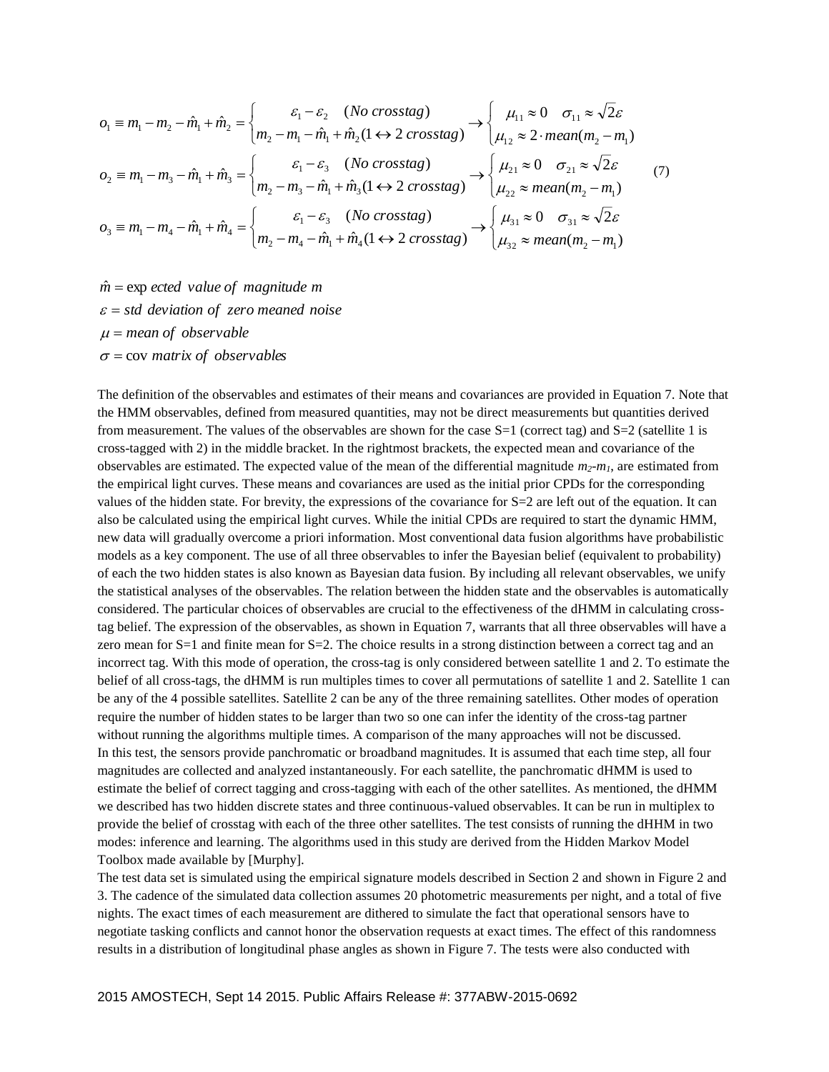$$
\begin{aligned}
o_1 &\equiv m_1 - m_2 - \hat{m}_1 + \hat{m}_2 = \begin{cases} \varepsilon_1 - \varepsilon_2 \quad (No\ crosstag) \\ m_2 - m_1 - \hat{m}_1 + \hat{m}_2 (1 \leftrightarrow 2\ crosstag) \end{cases} \rightarrow \begin{cases} \mu_{11} \approx 0 \quad \sigma_{11} \approx \sqrt{2}\varepsilon \\ \mu_{12} \approx 2 \cdot mean(m_2 - m_1) \end{cases} \\
o_2 &\equiv m_1 - m_3 - \hat{m}_1 + \hat{m}_3 = \begin{cases} \varepsilon_1 - \varepsilon_3 \quad (No\ crosstag) \\ m_2 - m_3 - \hat{m}_1 + \hat{m}_3 (1 \leftrightarrow 2\ crosstag) \end{cases} \rightarrow \begin{cases} \mu_{21} \approx 0 \quad \sigma_{21} \approx \sqrt{2}\varepsilon \\ \mu_{22} \approx mean(m_2 - m_1) \end{cases} \\
o_3 &\equiv m_1 - m_4 - \hat{m}_1 + \hat{m}_4 = \begin{cases} \varepsilon_1 - \varepsilon_3 \quad (No\ crosstag) \\ m_2 - m_4 - \hat{m}_1 + \hat{m}_4 (1 \leftrightarrow 2\ crosstag) \end{cases} \rightarrow \begin{cases} \mu_{31} \approx 0 \quad \sigma_{31} \approx \sqrt{2}\varepsilon \\ \mu_{32} \approx mean(m_2 - m_1) \end{cases}
\end{aligned} \tag{7}
$$

$\hat{m} = \text{expected value of magnitude } m$

$\varepsilon = \text{std deviation of zero meaned noise}$

$\mu = \text{mean of observable}$

$\sigma = \text{cov matrix of observables}$

The definition of the observables and estimates of their means and covariances are provided in Equation 7. Note that the HMM observables, defined from measured quantities, may not be direct measurements but quantities derived from measurement. The values of the observables are shown for the case S=1 (correct tag) and S=2 (satellite 1 is cross-tagged with 2) in the middle bracket. In the rightmost brackets, the expected mean and covariance of the observables are estimated. The expected value of the mean of the differential magnitude $m_2$-$m_1$, are estimated from the empirical light curves. These means and covariances are used as the initial prior CPDs for the corresponding values of the hidden state. For brevity, the expressions of the covariance for S=2 are left out of the equation. It can also be calculated using the empirical light curves. While the initial CPDs are required to start the dynamic HMM, new data will gradually overcome a priori information. Most conventional data fusion algorithms have probabilistic models as a key component. The use of all three observables to infer the Bayesian belief (equivalent to probability) of each the two hidden states is also known as Bayesian data fusion. By including all relevant observables, we unify the statistical analyses of the observables. The relation between the hidden state and the observables is automatically considered. The particular choices of observables are crucial to the effectiveness of the dHMM in calculating cross-tag belief. The expression of the observables, as shown in Equation 7, warrants that all three observables will have a zero mean for S=1 and finite mean for S=2. The choice results in a strong distinction between a correct tag and an incorrect tag. With this mode of operation, the cross-tag is only considered between satellite 1 and 2. To estimate the belief of all cross-tags, the dHMM is run multiples times to cover all permutations of satellite 1 and 2. Satellite 1 can be any of the 4 possible satellites. Satellite 2 can be any of the three remaining satellites. Other modes of operation require the number of hidden states to be larger than two so one can infer the identity of the cross-tag partner without running the algorithms multiple times. A comparison of the many approaches will not be discussed.

In this test, the sensors provide panchromatic or broadband magnitudes. It is assumed that each time step, all four magnitudes are collected and analyzed instantaneously. For each satellite, the panchromatic dHMM is used to estimate the belief of correct tagging and cross-tagging with each of the other satellites. As mentioned, the dHMM we described has two hidden discrete states and three continuous-valued observables. It can be run in multiplex to provide the belief of crosstag with each of the three other satellites. The test consists of running the dHHM in two modes: inference and learning. The algorithms used in this study are derived from the Hidden Markov Model Toolbox made available by [Murphy].

The test data set is simulated using the empirical signature models described in Section 2 and shown in Figure 2 and 3. The cadence of the simulated data collection assumes 20 photometric measurements per night, and a total of five nights. The exact times of each measurement are dithered to simulate the fact that operational sensors have to negotiate tasking conflicts and cannot honor the observation requests at exact times. The effect of this randomness results in a distribution of longitudinal phase angles as shown in Figure 7. The tests were also conducted with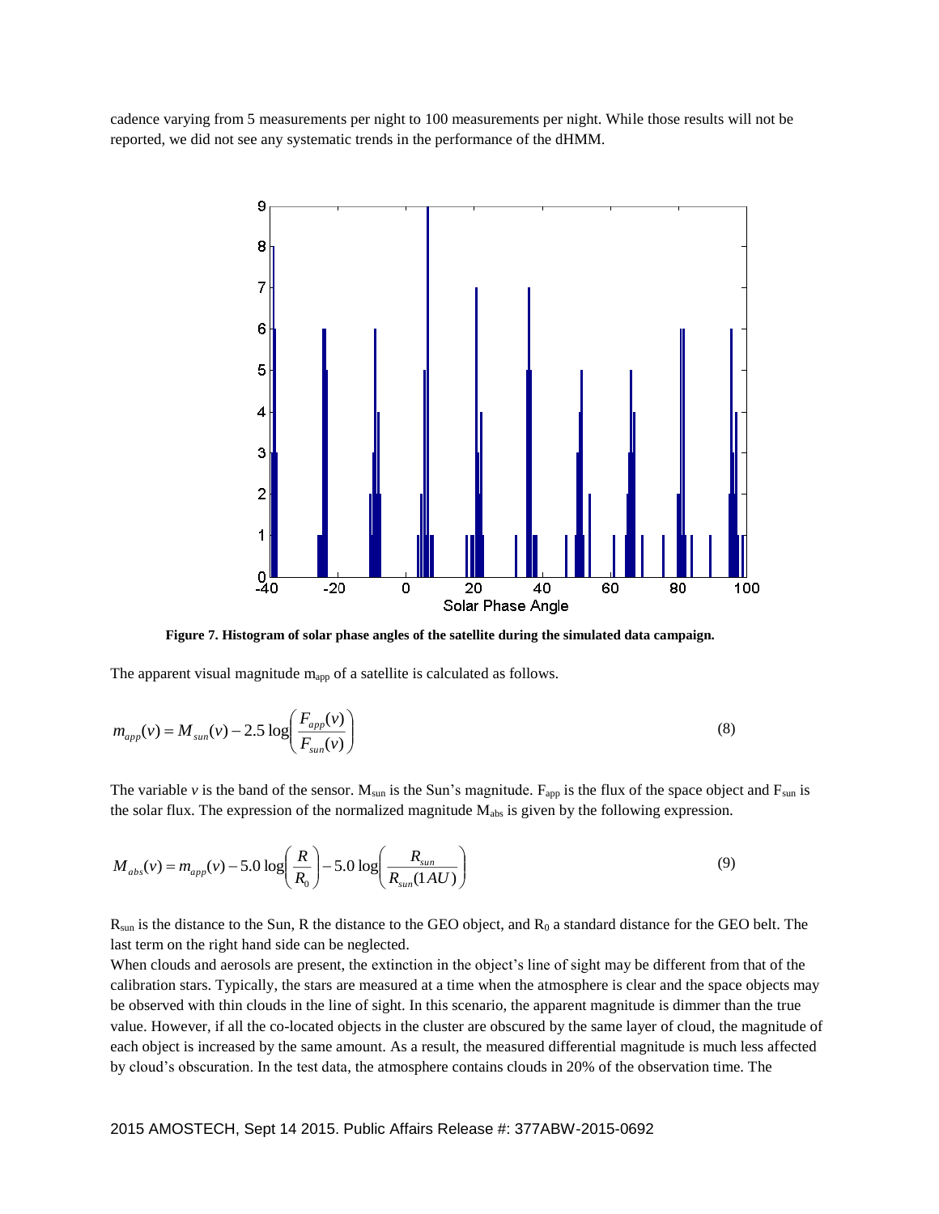cadence varying from 5 measurements per night to 100 measurements per night. While those results will not be reported, we did not see any systematic trends in the performance of the dHMM.

**Figure 7. Histogram of solar phase angles of the satellite during the simulated data campaign.**

The apparent visual magnitude $m_{app}$ of a satellite is calculated as follows.

$$m_{app}(v) = M_{sun}(v) - 2.5\log\left(\frac{F_{app}(v)}{F_{sun}(v)}\right) \tag{8}$$

The variable $v$ is the band of the sensor. $M_{sun}$ is the Sun's magnitude. $F_{app}$ is the flux of the space object and $F_{sun}$ is the solar flux. The expression of the normalized magnitude $M_{abs}$ is given by the following expression.

$$M_{abs}(v) = m_{app}(v) - 5.0\log\left(\frac{R}{R_0}\right) - 5.0\log\left(\frac{R_{sun}}{R_{sun}(1AU)}\right) \tag{9}$$

$R_{sun}$ is the distance to the Sun, $R$ the distance to the GEO object, and $R_0$ a standard distance for the GEO belt. The last term on the right hand side can be neglected.

When clouds and aerosols are present, the extinction in the object's line of sight may be different from that of the calibration stars. Typically, the stars are measured at a time when the atmosphere is clear and the space objects may be observed with thin clouds in the line of sight. In this scenario, the apparent magnitude is dimmer than the true value. However, if all the co-located objects in the cluster are obscured by the same layer of cloud, the magnitude of each object is increased by the same amount. As a result, the measured differential magnitude is much less affected by cloud's obscuration. In the test data, the atmosphere contains clouds in 20% of the observation time. The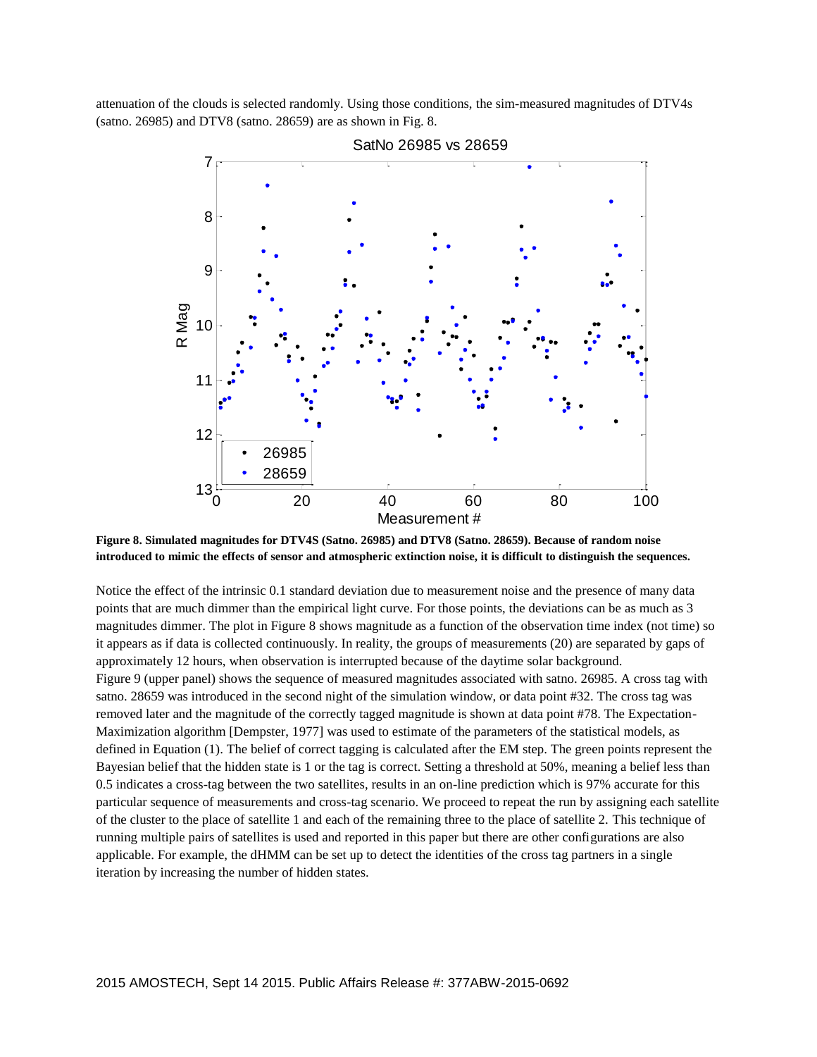attenuation of the clouds is selected randomly. Using those conditions, the sim-measured magnitudes of DTV4s (satno. 26985) and DTV8 (satno. 28659) are as shown in Fig. 8.

**Figure 8. Simulated magnitudes for DTV4S (Satno. 26985) and DTV8 (Satno. 28659). Because of random noise introduced to mimic the effects of sensor and atmospheric extinction noise, it is difficult to distinguish the sequences.**

Notice the effect of the intrinsic 0.1 standard deviation due to measurement noise and the presence of many data points that are much dimmer than the empirical light curve. For those points, the deviations can be as much as 3 magnitudes dimmer. The plot in Figure 8 shows magnitude as a function of the observation time index (not time) so it appears as if data is collected continuously. In reality, the groups of measurements (20) are separated by gaps of approximately 12 hours, when observation is interrupted because of the daytime solar background.
Figure 9 (upper panel) shows the sequence of measured magnitudes associated with satno. 26985. A cross tag with satno. 28659 was introduced in the second night of the simulation window, or data point #32. The cross tag was removed later and the magnitude of the correctly tagged magnitude is shown at data point #78. The Expectation-Maximization algorithm [Dempster, 1977] was used to estimate of the parameters of the statistical models, as defined in Equation (1). The belief of correct tagging is calculated after the EM step. The green points represent the Bayesian belief that the hidden state is 1 or the tag is correct. Setting a threshold at 50%, meaning a belief less than 0.5 indicates a cross-tag between the two satellites, results in an on-line prediction which is 97% accurate for this particular sequence of measurements and cross-tag scenario. We proceed to repeat the run by assigning each satellite of the cluster to the place of satellite 1 and each of the remaining three to the place of satellite 2. This technique of running multiple pairs of satellites is used and reported in this paper but there are other configurations are also applicable. For example, the dHMM can be set up to detect the identities of the cross tag partners in a single iteration by increasing the number of hidden states.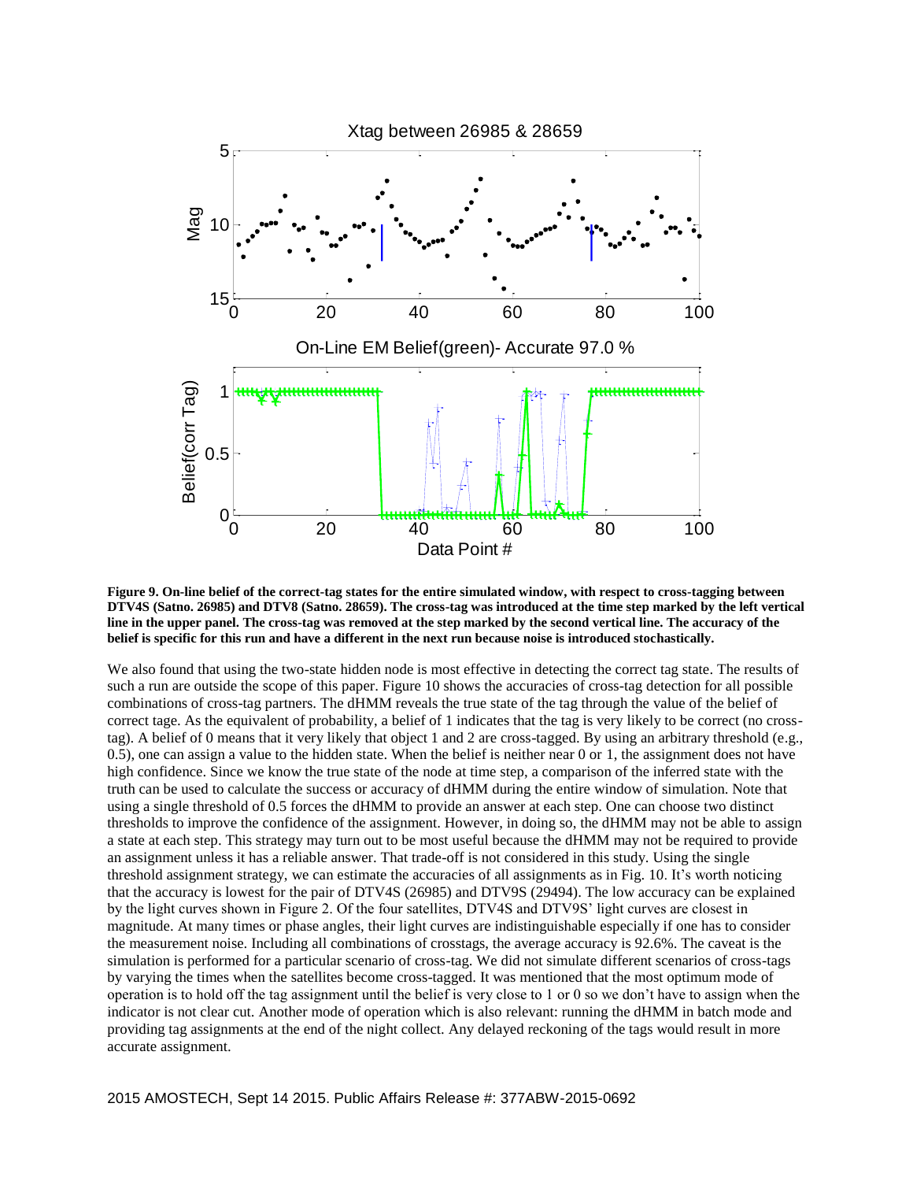**Figure 9. On-line belief of the correct-tag states for the entire simulated window, with respect to cross-tagging between DTV4S (Satno. 26985) and DTV8 (Satno. 28659). The cross-tag was introduced at the time step marked by the left vertical line in the upper panel. The cross-tag was removed at the step marked by the second vertical line. The accuracy of the belief is specific for this run and have a different in the next run because noise is introduced stochastically.**

We also found that using the two-state hidden node is most effective in detecting the correct tag state. The results of such a run are outside the scope of this paper. Figure 10 shows the accuracies of cross-tag detection for all possible combinations of cross-tag partners. The dHMM reveals the true state of the tag through the value of the belief of correct tage. As the equivalent of probability, a belief of 1 indicates that the tag is very likely to be correct (no cross-tag). A belief of 0 means that it very likely that object 1 and 2 are cross-tagged. By using an arbitrary threshold (e.g., 0.5), one can assign a value to the hidden state. When the belief is neither near 0 or 1, the assignment does not have high confidence. Since we know the true state of the node at time step, a comparison of the inferred state with the truth can be used to calculate the success or accuracy of dHMM during the entire window of simulation. Note that using a single threshold of 0.5 forces the dHMM to provide an answer at each step. One can choose two distinct thresholds to improve the confidence of the assignment. However, in doing so, the dHMM may not be able to assign a state at each step. This strategy may turn out to be most useful because the dHMM may not be required to provide an assignment unless it has a reliable answer. That trade-off is not considered in this study. Using the single threshold assignment strategy, we can estimate the accuracies of all assignments as in Fig. 10. It's worth noticing that the accuracy is lowest for the pair of DTV4S (26985) and DTV9S (29494). The low accuracy can be explained by the light curves shown in Figure 2. Of the four satellites, DTV4S and DTV9S' light curves are closest in magnitude. At many times or phase angles, their light curves are indistinguishable especially if one has to consider the measurement noise. Including all combinations of crosstags, the average accuracy is 92.6%. The caveat is the simulation is performed for a particular scenario of cross-tag. We did not simulate different scenarios of cross-tags by varying the times when the satellites become cross-tagged. It was mentioned that the most optimum mode of operation is to hold off the tag assignment until the belief is very close to 1 or 0 so we don't have to assign when the indicator is not clear cut. Another mode of operation which is also relevant: running the dHMM in batch mode and providing tag assignments at the end of the night collect. Any delayed reckoning of the tags would result in more accurate assignment.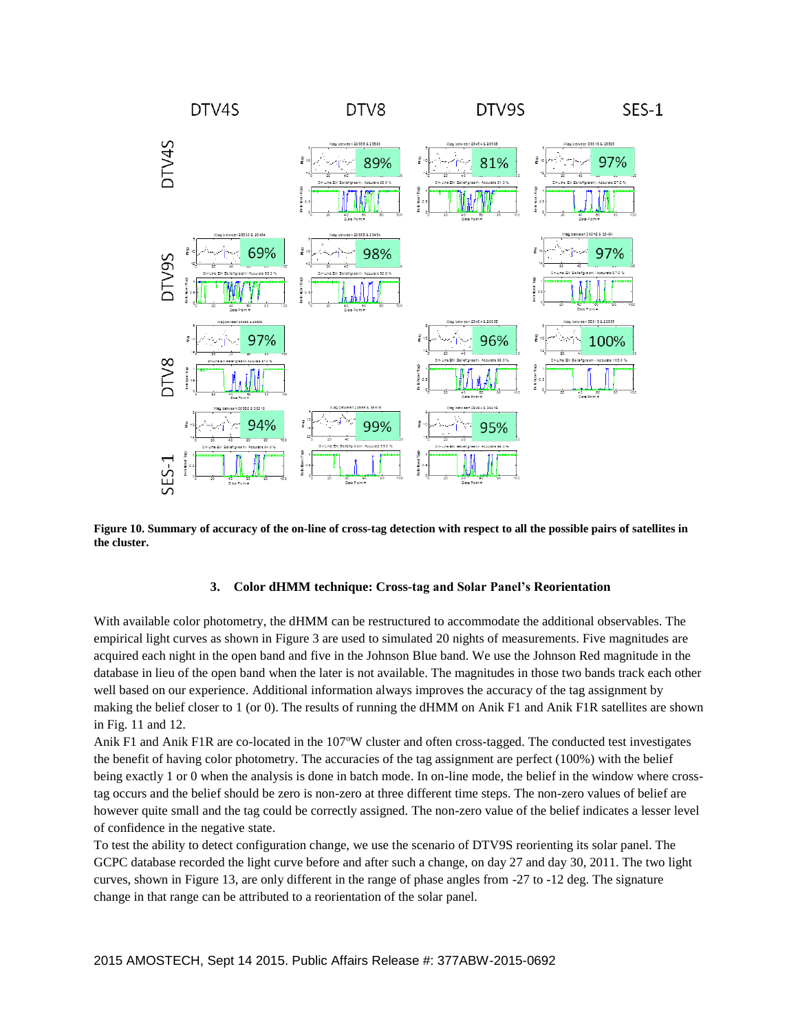**Figure 10. Summary of accuracy of the on-line of cross-tag detection with respect to all the possible pairs of satellites in the cluster.**

### 3. Color dHMM technique: Cross-tag and Solar Panel's Reorientation

With available color photometry, the dHMM can be restructured to accommodate the additional observables. The empirical light curves as shown in Figure 3 are used to simulated 20 nights of measurements. Five magnitudes are acquired each night in the open band and five in the Johnson Blue band. We use the Johnson Red magnitude in the database in lieu of the open band when the later is not available. The magnitudes in those two bands track each other well based on our experience. Additional information always improves the accuracy of the tag assignment by making the belief closer to 1 (or 0). The results of running the dHMM on Anik F1 and Anik F1R satellites are shown in Fig. 11 and 12.

Anik F1 and Anik F1R are co-located in the 107ºW cluster and often cross-tagged. The conducted test investigates the benefit of having color photometry. The accuracies of the tag assignment are perfect (100%) with the belief being exactly 1 or 0 when the analysis is done in batch mode. In on-line mode, the belief in the window where cross-tag occurs and the belief should be zero is non-zero at three different time steps. The non-zero values of belief are however quite small and the tag could be correctly assigned. The non-zero value of the belief indicates a lesser level of confidence in the negative state.

To test the ability to detect configuration change, we use the scenario of DTV9S reorienting its solar panel. The GCPC database recorded the light curve before and after such a change, on day 27 and day 30, 2011. The two light curves, shown in Figure 13, are only different in the range of phase angles from -27 to -12 deg. The signature change in that range can be attributed to a reorientation of the solar panel.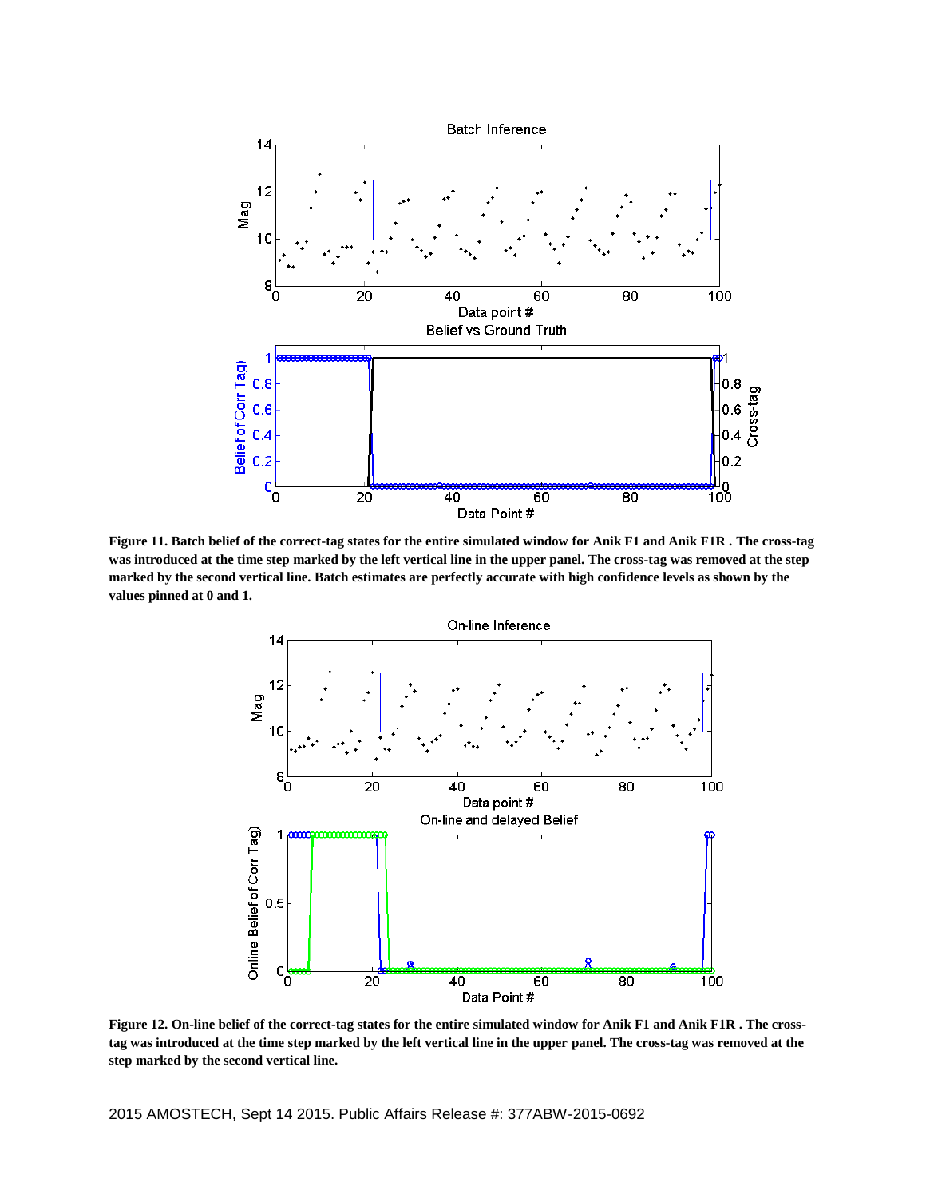**Figure 11. Batch belief of the correct-tag states for the entire simulated window for Anik F1 and Anik F1R . The cross-tag was introduced at the time step marked by the left vertical line in the upper panel. The cross-tag was removed at the step marked by the second vertical line. Batch estimates are perfectly accurate with high confidence levels as shown by the values pinned at 0 and 1.**

**Figure 12. On-line belief of the correct-tag states for the entire simulated window for Anik F1 and Anik F1R . The cross-tag was introduced at the time step marked by the left vertical line in the upper panel. The cross-tag was removed at the step marked by the second vertical line.**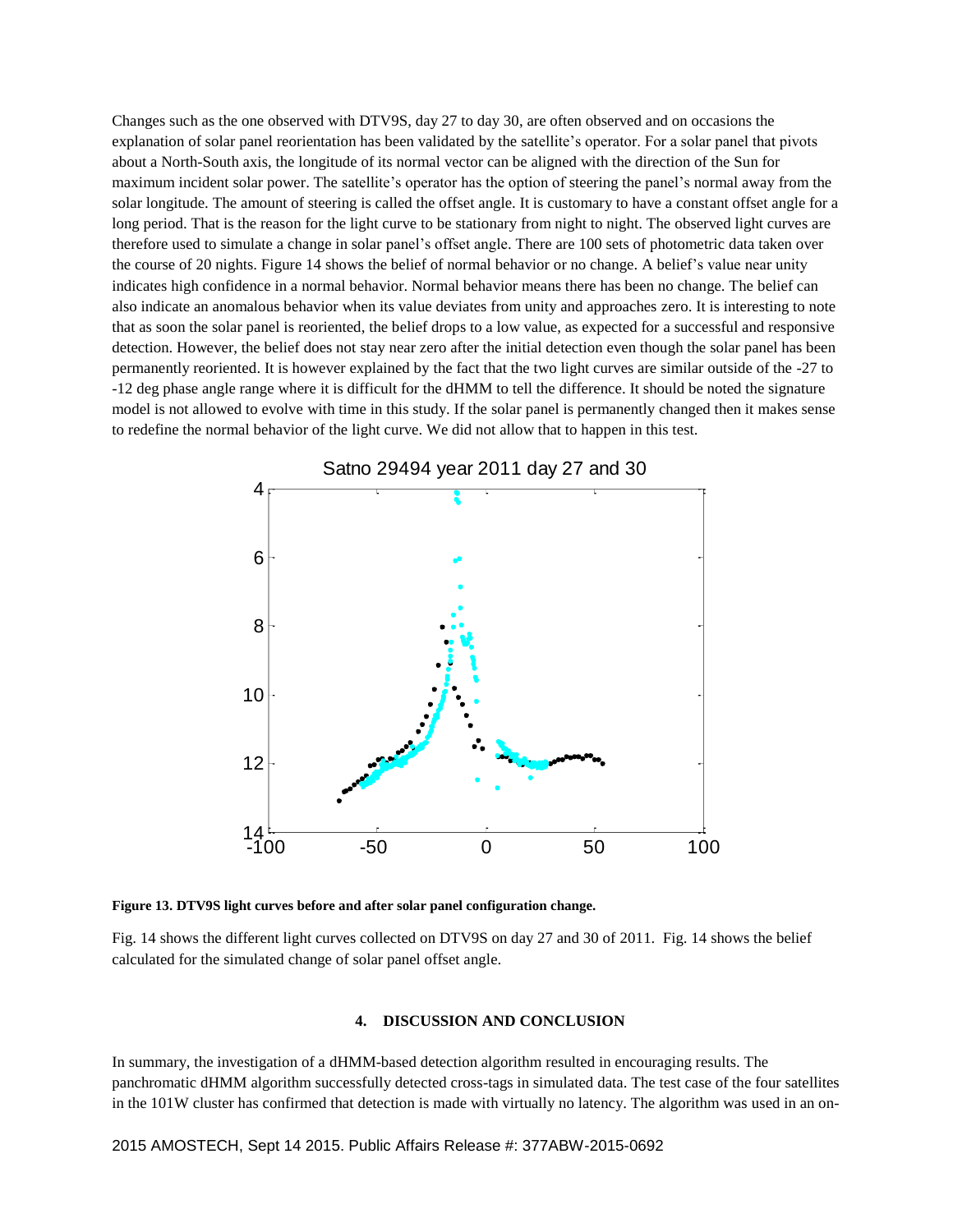Changes such as the one observed with DTV9S, day 27 to day 30, are often observed and on occasions the explanation of solar panel reorientation has been validated by the satellite's operator. For a solar panel that pivots about a North-South axis, the longitude of its normal vector can be aligned with the direction of the Sun for maximum incident solar power. The satellite's operator has the option of steering the panel's normal away from the solar longitude. The amount of steering is called the offset angle. It is customary to have a constant offset angle for a long period. That is the reason for the light curve to be stationary from night to night. The observed light curves are therefore used to simulate a change in solar panel's offset angle. There are 100 sets of photometric data taken over the course of 20 nights. Figure 14 shows the belief of normal behavior or no change. A belief's value near unity indicates high confidence in a normal behavior. Normal behavior means there has been no change. The belief can also indicate an anomalous behavior when its value deviates from unity and approaches zero. It is interesting to note that as soon the solar panel is reoriented, the belief drops to a low value, as expected for a successful and responsive detection. However, the belief does not stay near zero after the initial detection even though the solar panel has been permanently reoriented. It is however explained by the fact that the two light curves are similar outside of the -27 to -12 deg phase angle range where it is difficult for the dHMM to tell the difference. It should be noted the signature model is not allowed to evolve with time in this study. If the solar panel is permanently changed then it makes sense to redefine the normal behavior of the light curve. We did not allow that to happen in this test.

**Figure 13. DTV9S light curves before and after solar panel configuration change.**

Fig. 14 shows the different light curves collected on DTV9S on day 27 and 30 of 2011. Fig. 14 shows the belief calculated for the simulated change of solar panel offset angle.

## 4. DISCUSSION AND CONCLUSION

In summary, the investigation of a dHMM-based detection algorithm resulted in encouraging results. The panchromatic dHMM algorithm successfully detected cross-tags in simulated data. The test case of the four satellites in the 101W cluster has confirmed that detection is made with virtually no latency. The algorithm was used in an on-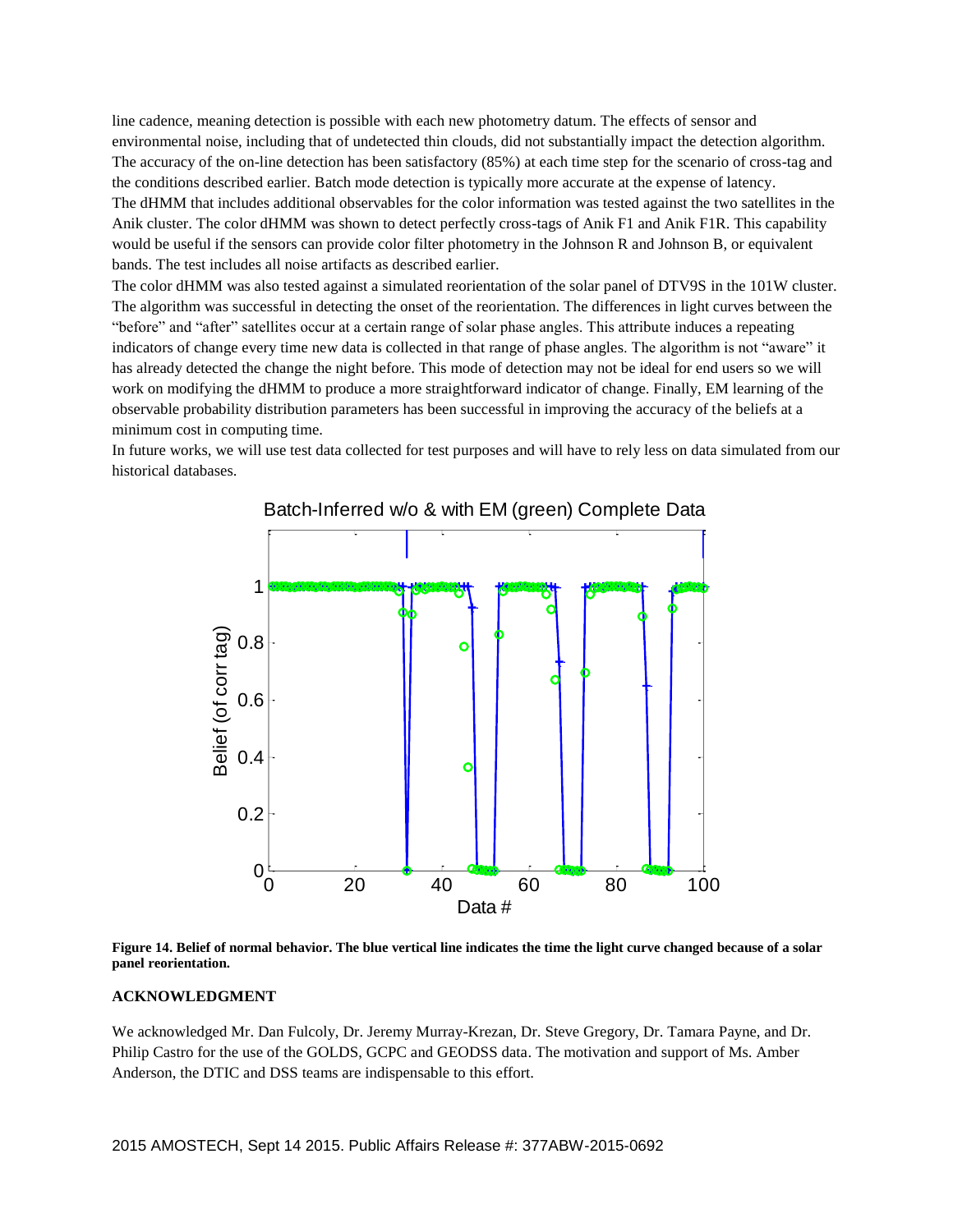line cadence, meaning detection is possible with each new photometry datum. The effects of sensor and environmental noise, including that of undetected thin clouds, did not substantially impact the detection algorithm. The accuracy of the on-line detection has been satisfactory (85%) at each time step for the scenario of cross-tag and the conditions described earlier. Batch mode detection is typically more accurate at the expense of latency.

The dHMM that includes additional observables for the color information was tested against the two satellites in the Anik cluster. The color dHMM was shown to detect perfectly cross-tags of Anik F1 and Anik F1R. This capability would be useful if the sensors can provide color filter photometry in the Johnson R and Johnson B, or equivalent bands. The test includes all noise artifacts as described earlier.

The color dHMM was also tested against a simulated reorientation of the solar panel of DTV9S in the 101W cluster. The algorithm was successful in detecting the onset of the reorientation. The differences in light curves between the "before" and "after" satellites occur at a certain range of solar phase angles. This attribute induces a repeating indicators of change every time new data is collected in that range of phase angles. The algorithm is not "aware" it has already detected the change the night before. This mode of detection may not be ideal for end users so we will work on modifying the dHMM to produce a more straightforward indicator of change. Finally, EM learning of the observable probability distribution parameters has been successful in improving the accuracy of the beliefs at a minimum cost in computing time.

In future works, we will use test data collected for test purposes and will have to rely less on data simulated from our historical databases.

**Figure 14. Belief of normal behavior. The blue vertical line indicates the time the light curve changed because of a solar panel reorientation.**

**ACKNOWLEDGMENT**

We acknowledged Mr. Dan Fulcoly, Dr. Jeremy Murray-Krezan, Dr. Steve Gregory, Dr. Tamara Payne, and Dr. Philip Castro for the use of the GOLDS, GCPC and GEODSS data. The motivation and support of Ms. Amber Anderson, the DTIC and DSS teams are indispensable to this effort.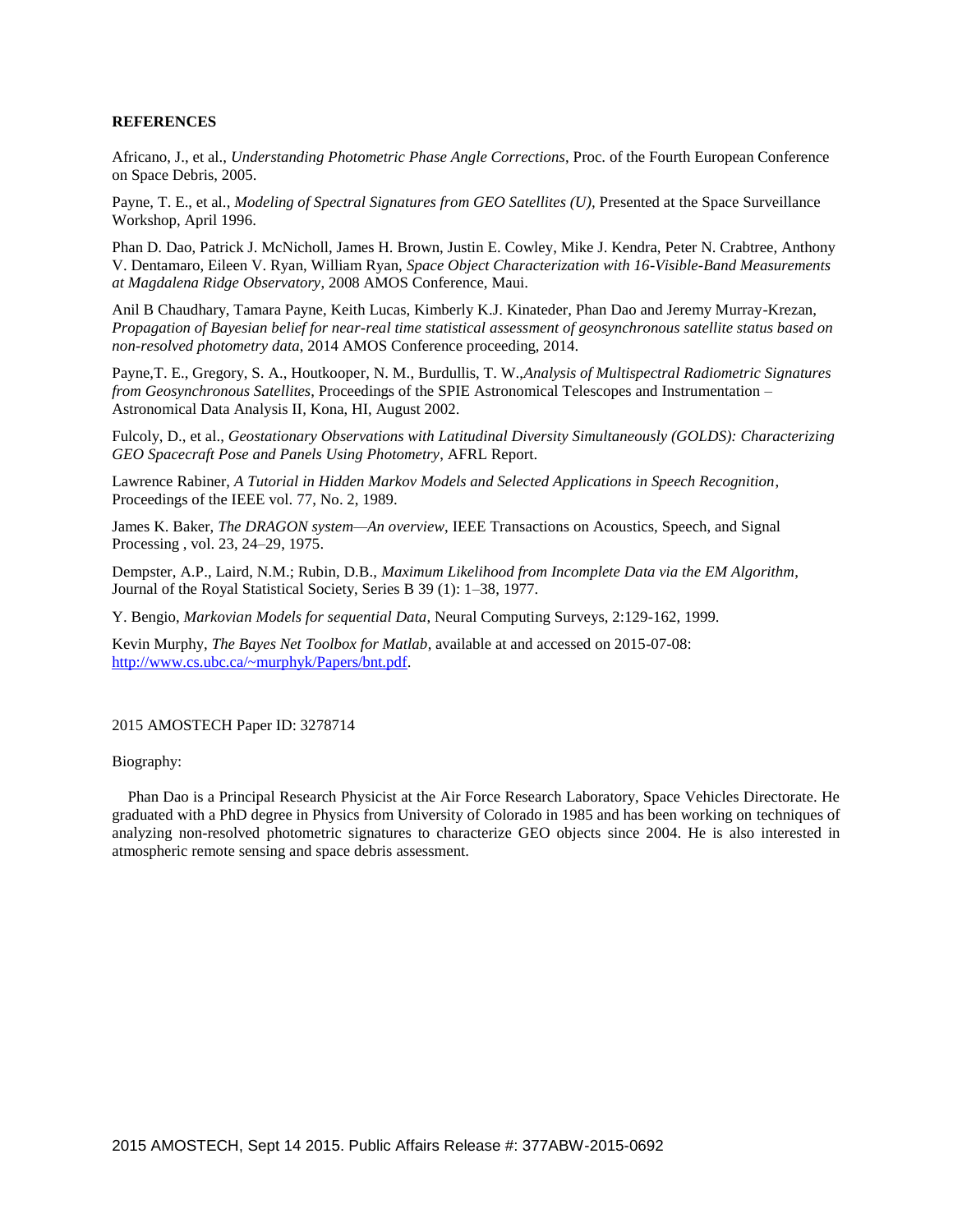**REFERENCES**

Africano, J., et al., *Understanding Photometric Phase Angle Corrections*, Proc. of the Fourth European Conference on Space Debris, 2005.

Payne, T. E., et al., *Modeling of Spectral Signatures from GEO Satellites (U)*, Presented at the Space Surveillance Workshop, April 1996.

Phan D. Dao, Patrick J. McNicholl, James H. Brown, Justin E. Cowley, Mike J. Kendra, Peter N. Crabtree, Anthony V. Dentamaro, Eileen V. Ryan, William Ryan, *Space Object Characterization with 16-Visible-Band Measurements at Magdalena Ridge Observatory*, 2008 AMOS Conference, Maui.

Anil B Chaudhary, Tamara Payne, Keith Lucas, Kimberly K.J. Kinateder, Phan Dao and Jeremy Murray-Krezan, *Propagation of Bayesian belief for near-real time statistical assessment of geosynchronous satellite status based on non-resolved photometry data*, 2014 AMOS Conference proceeding, 2014.

Payne,T. E., Gregory, S. A., Houtkooper, N. M., Burdullis, T. W.,*Analysis of Multispectral Radiometric Signatures from Geosynchronous Satellites*, Proceedings of the SPIE Astronomical Telescopes and Instrumentation – Astronomical Data Analysis II, Kona, HI, August 2002.

Fulcoly, D., et al., *Geostationary Observations with Latitudinal Diversity Simultaneously (GOLDS): Characterizing GEO Spacecraft Pose and Panels Using Photometry*, AFRL Report.

Lawrence Rabiner, *A Tutorial in Hidden Markov Models and Selected Applications in Speech Recognition*, Proceedings of the IEEE vol. 77, No. 2, 1989.

James K. Baker, *The DRAGON system—An overview*, IEEE Transactions on Acoustics, Speech, and Signal Processing , vol. 23, 24–29, 1975.

Dempster, A.P., Laird, N.M.; Rubin, D.B., *Maximum Likelihood from Incomplete Data via the EM Algorithm*, Journal of the Royal Statistical Society, Series B 39 (1): 1–38, 1977.

Y. Bengio, *Markovian Models for sequential Data*, Neural Computing Surveys, 2:129-162, 1999.

Kevin Murphy, *The Bayes Net Toolbox for Matlab*, available at and accessed on 2015-07-08: http://www.cs.ubc.ca/~murphyk/Papers/bnt.pdf.

2015 AMOSTECH Paper ID: 3278714

Biography:

Phan Dao is a Principal Research Physicist at the Air Force Research Laboratory, Space Vehicles Directorate. He graduated with a PhD degree in Physics from University of Colorado in 1985 and has been working on techniques of analyzing non-resolved photometric signatures to characterize GEO objects since 2004. He is also interested in atmospheric remote sensing and space debris assessment.

2015 AMOSTECH, Sept 14 2015. Public Affairs Release #: 377ABW-2015-0692